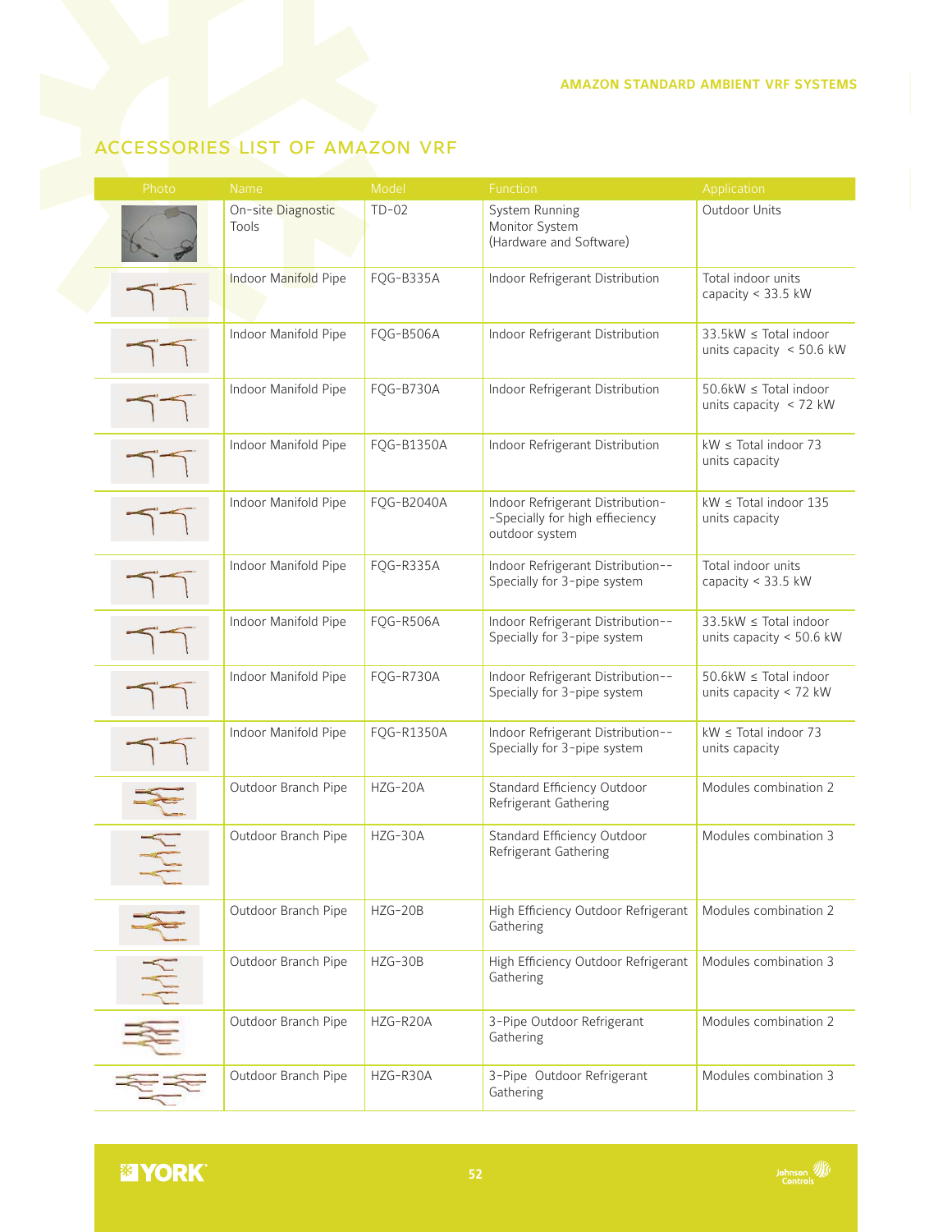## ACCESSORIES LIST OF AMAZON VRF

| Photo | Name | Model | Function | Application |
|---|---|---|---|---|
| | On-site Diagnostic Tools | TD-02 | System Running Monitor System (Hardware and Software) | Outdoor Units |
| | Indoor Manifold Pipe | FQG-B335A | Indoor Refrigerant Distribution | Total indoor units capacity < 33.5 kW |
| | Indoor Manifold Pipe | FQG-B506A | Indoor Refrigerant Distribution | 33.5kW ≤ Total indoor units capacity < 50.6 kW |
| | Indoor Manifold Pipe | FQG-B730A | Indoor Refrigerant Distribution | 50.6kW ≤ Total indoor units capacity < 72 kW |
| | Indoor Manifold Pipe | FQG-B1350A | Indoor Refrigerant Distribution | kW ≤ Total indoor 73 units capacity |
| | Indoor Manifold Pipe | FQG-B2040A | Indoor Refrigerant Distribution--Specially for high effieciency outdoor system | kW ≤ Total indoor 135 units capacity |
| | Indoor Manifold Pipe | FQG-R335A | Indoor Refrigerant Distribution-- Specially for 3-pipe system | Total indoor units capacity < 33.5 kW |
| | Indoor Manifold Pipe | FQG-R506A | Indoor Refrigerant Distribution-- Specially for 3-pipe system | 33.5kW ≤ Total indoor units capacity < 50.6 kW |
| | Indoor Manifold Pipe | FQG-R730A | Indoor Refrigerant Distribution-- Specially for 3-pipe system | 50.6kW ≤ Total indoor units capacity < 72 kW |
| | Indoor Manifold Pipe | FQG-R1350A | Indoor Refrigerant Distribution-- Specially for 3-pipe system | kW ≤ Total indoor 73 units capacity |
| | Outdoor Branch Pipe | HZG-20A | Standard Efficiency Outdoor Refrigerant Gathering | Modules combination 2 |
| | Outdoor Branch Pipe | HZG-30A | Standard Efficiency Outdoor Refrigerant Gathering | Modules combination 3 |
| | Outdoor Branch Pipe | HZG-20B | High Efficiency Outdoor Refrigerant Gathering | Modules combination 2 |
| | Outdoor Branch Pipe | HZG-30B | High Efficiency Outdoor Refrigerant Gathering | Modules combination 3 |
| | Outdoor Branch Pipe | HZG-R20A | 3-Pipe Outdoor Refrigerant Gathering | Modules combination 2 |
| | Outdoor Branch Pipe | HZG-R30A | 3-Pipe Outdoor Refrigerant Gathering | Modules combination 3 |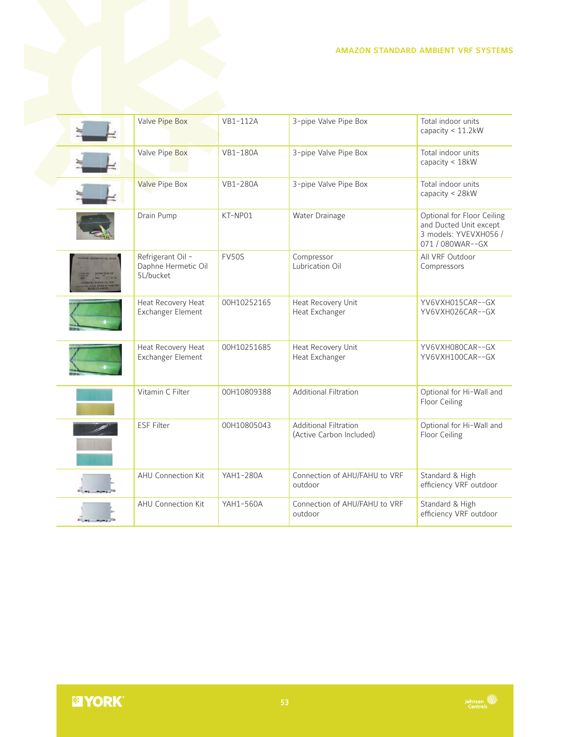| | | | | |
|---|---|---|---|---|
| | Valve Pipe Box | VB1-112A | 3-pipe Valve Pipe Box | Total indoor units capacity < 11.2kW |
| | Valve Pipe Box | VB1-180A | 3-pipe Valve Pipe Box | Total indoor units capacity < 18kW |
| | Valve Pipe Box | VB1-280A | 3-pipe Valve Pipe Box | Total indoor units capacity < 28kW |
| | Drain Pump | KT-NP01 | Water Drainage | Optional for Floor Ceiling and Ducted Unit except 3 models: YVEVXH056 / 071 / 080WAR--GX |
| | Refrigerant Oil - Daphne Hermetic Oil 5L/bucket | FV50S | Compressor Lubrication Oil | All VRF Outdoor Compressors |
| | Heat Recovery Heat Exchanger Element | 00H10252165 | Heat Recovery Unit Heat Exchanger | YV6VXH015CAR--GX YV6VXH026CAR--GX |
| | Heat Recovery Heat Exchanger Element | 00H10251685 | Heat Recovery Unit Heat Exchanger | YV6VXH080CAR--GX YV6VXH100CAR--GX |
| | Vitamin C Filter | 00H10809388 | Additional Filtration | Optional for Hi-Wall and Floor Ceiling |
| | ESF Filter | 00H10805043 | Additional Filtration (Active Carbon Included) | Optional for Hi-Wall and Floor Ceiling |
| | AHU Connection Kit | YAH1-280A | Connection of AHU/FAHU to VRF outdoor | Standard & High efficiency VRF outdoor |
| | AHU Connection Kit | YAH1-560A | Connection of AHU/FAHU to VRF outdoor | Standard & High efficiency VRF outdoor |